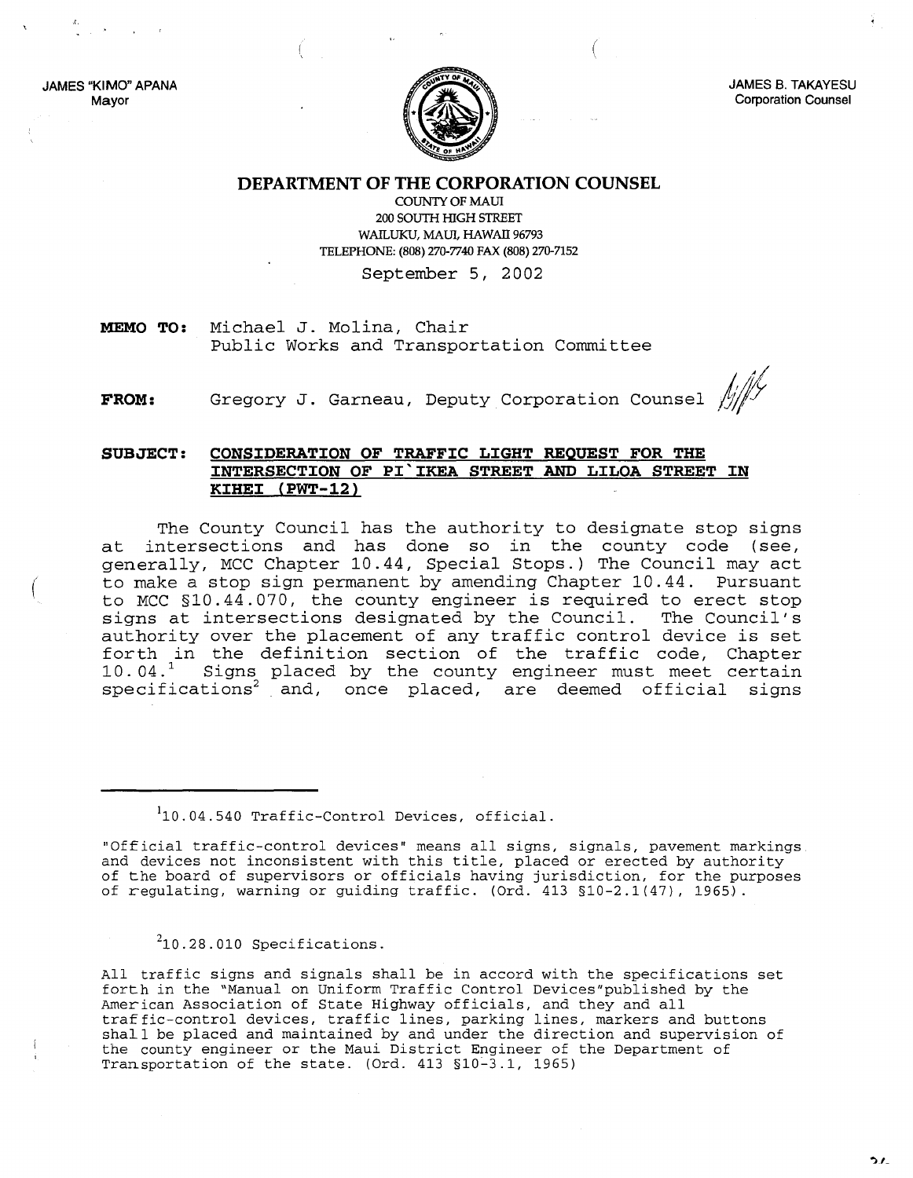JAMES "KIMO" APANA
Mayor

JAMES B. TAKAYESU
Corporation Counsel

**DEPARTMENT OF THE CORPORATION COUNSEL**

COUNTY OF MAUI
200 SOUTH HIGH STREET
WAILUKU, MAUI, HAWAII 96793
TELEPHONE: (808) 270-7740 FAX (808) 270-7152

September 5, 2002

**MEMO TO:** Michael J. Molina, Chair
Public Works and Transportation Committee

**FROM:** Gregory J. Garneau, Deputy Corporation Counsel

**SUBJECT:** **CONSIDERATION OF TRAFFIC LIGHT REQUEST FOR THE INTERSECTION OF PI`IKEA STREET AND LILOA STREET IN KIHEI (PWT-12)**

The County Council has the authority to designate stop signs at intersections and has done so in the county code (see, generally, MCC Chapter 10.44, Special Stops.) The Council may act to make a stop sign permanent by amending Chapter 10.44. Pursuant to MCC §10.44.070, the county engineer is required to erect stop signs at intersections designated by the Council. The Council's authority over the placement of any traffic control device is set forth in the definition section of the traffic code, Chapter 10.04.[1] Signs placed by the county engineer must meet certain specifications[2] and, once placed, are deemed official signs

---

[1] 10.04.540 Traffic-Control Devices, official.

"Official traffic-control devices" means all signs, signals, pavement markings and devices not inconsistent with this title, placed or erected by authority of the board of supervisors or officials having jurisdiction, for the purposes of regulating, warning or guiding traffic. (Ord. 413 §10-2.1(47), 1965).

[2] 10.28.010 Specifications.

All traffic signs and signals shall be in accord with the specifications set forth in the "Manual on Uniform Traffic Control Devices"published by the American Association of State Highway officials, and they and all traffic-control devices, traffic lines, parking lines, markers and buttons shall be placed and maintained by and under the direction and supervision of the county engineer or the Maui District Engineer of the Department of Transportation of the state. (Ord. 413 §10-3.1, 1965)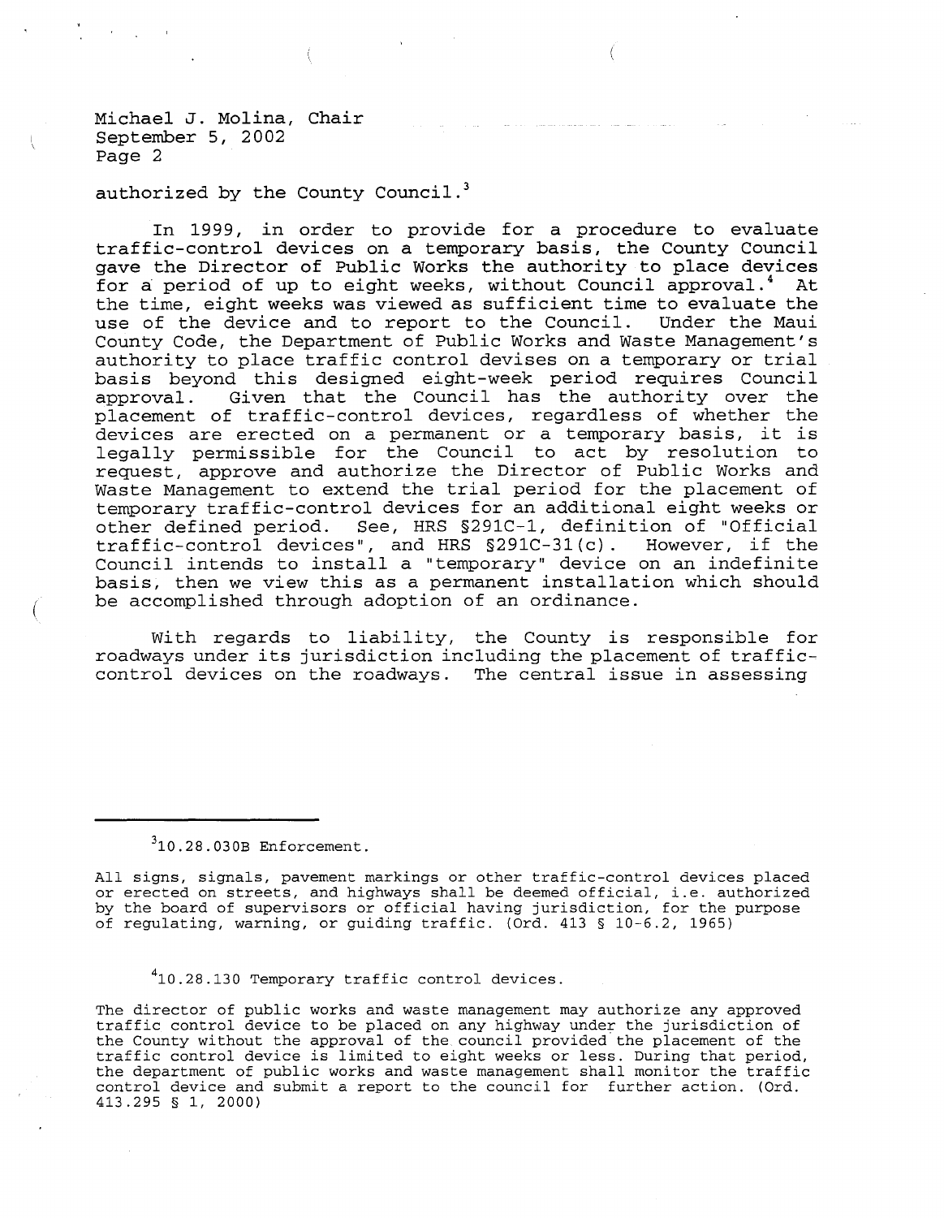authorized by the County Council.[3]

In 1999, in order to provide for a procedure to evaluate traffic-control devices on a temporary basis, the County Council gave the Director of Public Works the authority to place devices for a period of up to eight weeks, without Council approval.[4] At the time, eight weeks was viewed as sufficient time to evaluate the use of the device and to report to the Council. Under the Maui County Code, the Department of Public Works and Waste Management's authority to place traffic control devises on a temporary or trial basis beyond this designed eight-week period requires Council approval. Given that the Council has the authority over the placement of traffic-control devices, regardless of whether the devices are erected on a permanent or a temporary basis, it is legally permissible for the Council to act by resolution to request, approve and authorize the Director of Public Works and Waste Management to extend the trial period for the placement of temporary traffic-control devices for an additional eight weeks or other defined period. See, HRS §291C-1, definition of "Official traffic-control devices", and HRS §291C-31(c). However, if the Council intends to install a "temporary" device on an indefinite basis, then we view this as a permanent installation which should be accomplished through adoption of an ordinance.

With regards to liability, the County is responsible for roadways under its jurisdiction including the placement of traffic-control devices on the roadways. The central issue in assessing

---

[3] 10.28.030B Enforcement.

All signs, signals, pavement markings or other traffic-control devices placed or erected on streets, and highways shall be deemed official, i.e. authorized by the board of supervisors or official having jurisdiction, for the purpose of regulating, warning, or guiding traffic. (Ord. 413 § 10-6.2, 1965)

[4] 10.28.130 Temporary traffic control devices.

The director of public works and waste management may authorize any approved traffic control device to be placed on any highway under the jurisdiction of the County without the approval of the council provided the placement of the traffic control device is limited to eight weeks or less. During that period, the department of public works and waste management shall monitor the traffic control device and submit a report to the council for further action. (Ord. 413.295 § 1, 2000)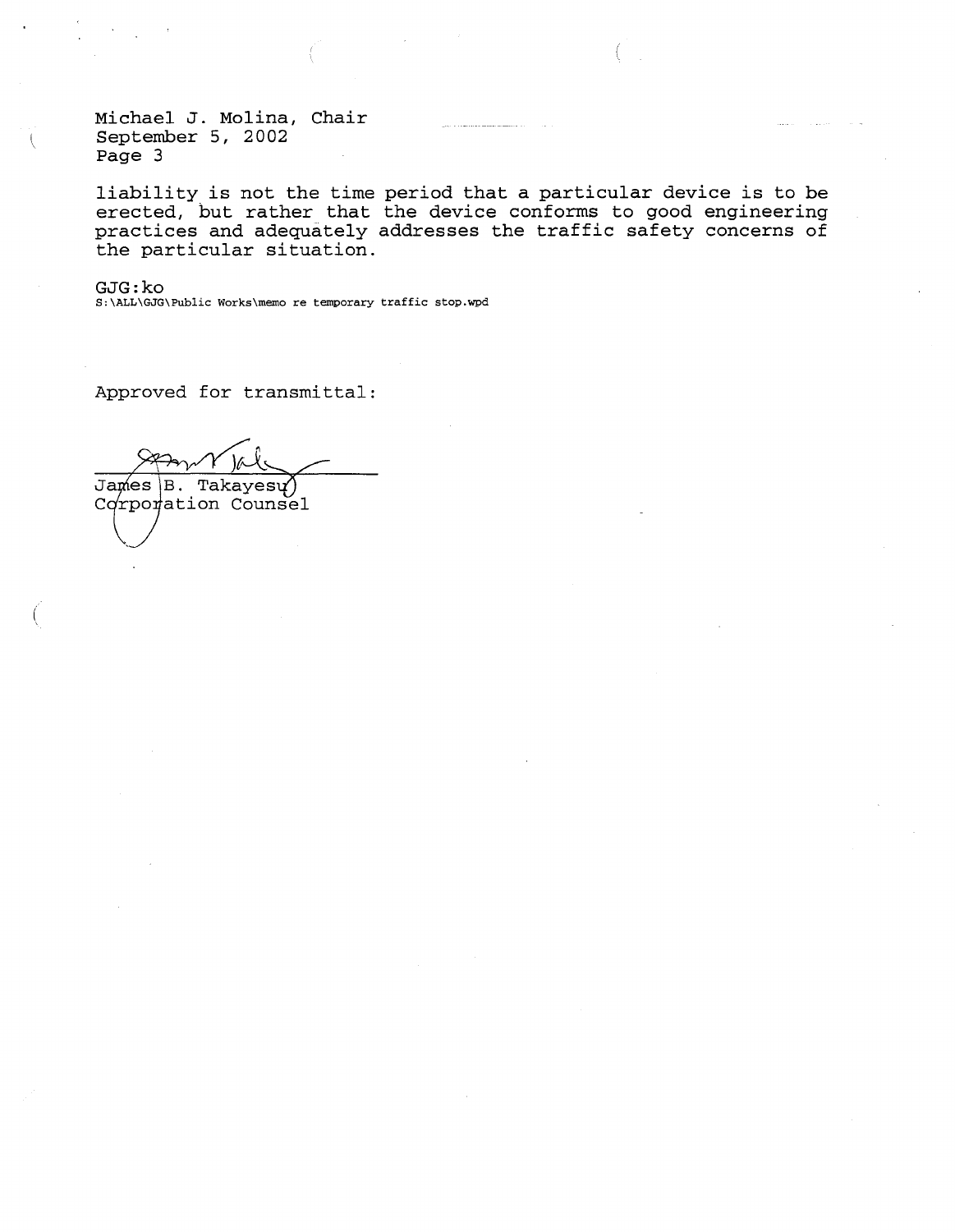liability is not the time period that a particular device is to be erected, but rather that the device conforms to good engineering practices and adequately addresses the traffic safety concerns of the particular situation.

GJG:ko
S:\ALL\GJG\Public Works\memo re temporary traffic stop.wpd

Approved for transmittal:

James B. Takayesu
Corporation Counsel